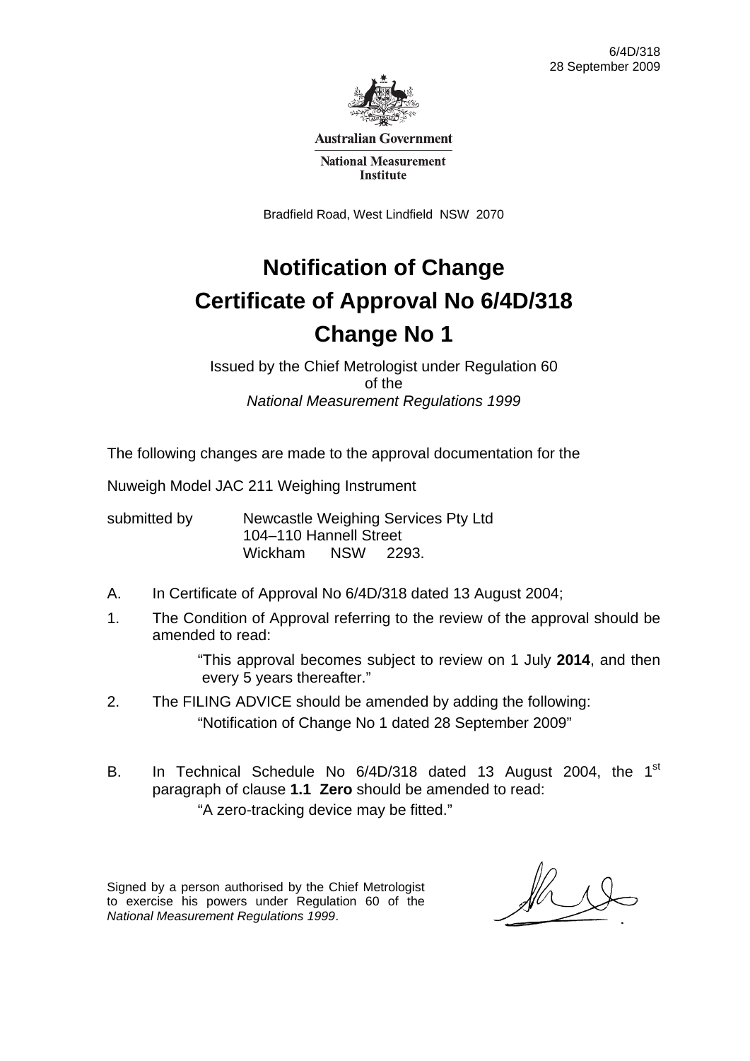6/4D/318
28 September 2009

Australian Government

National Measurement Institute

Bradfield Road, West Lindfield NSW 2070

# Notification of Change
# Certificate of Approval No 6/4D/318
# Change No 1

Issued by the Chief Metrologist under Regulation 60
of the
*National Measurement Regulations 1999*

The following changes are made to the approval documentation for the

Nuweigh Model JAC 211 Weighing Instrument

submitted by Newcastle Weighing Services Pty Ltd
104–110 Hannell Street
Wickham NSW 2293.

A. In Certificate of Approval No 6/4D/318 dated 13 August 2004;

1. The Condition of Approval referring to the review of the approval should be amended to read:

   "This approval becomes subject to review on 1 July **2014**, and then every 5 years thereafter."

2. The FILING ADVICE should be amended by adding the following:

   "Notification of Change No 1 dated 28 September 2009"

B. In Technical Schedule No 6/4D/318 dated 13 August 2004, the 1st paragraph of clause **1.1 Zero** should be amended to read:

   "A zero-tracking device may be fitted."

Signed by a person authorised by the Chief Metrologist to exercise his powers under Regulation 60 of the *National Measurement Regulations 1999*.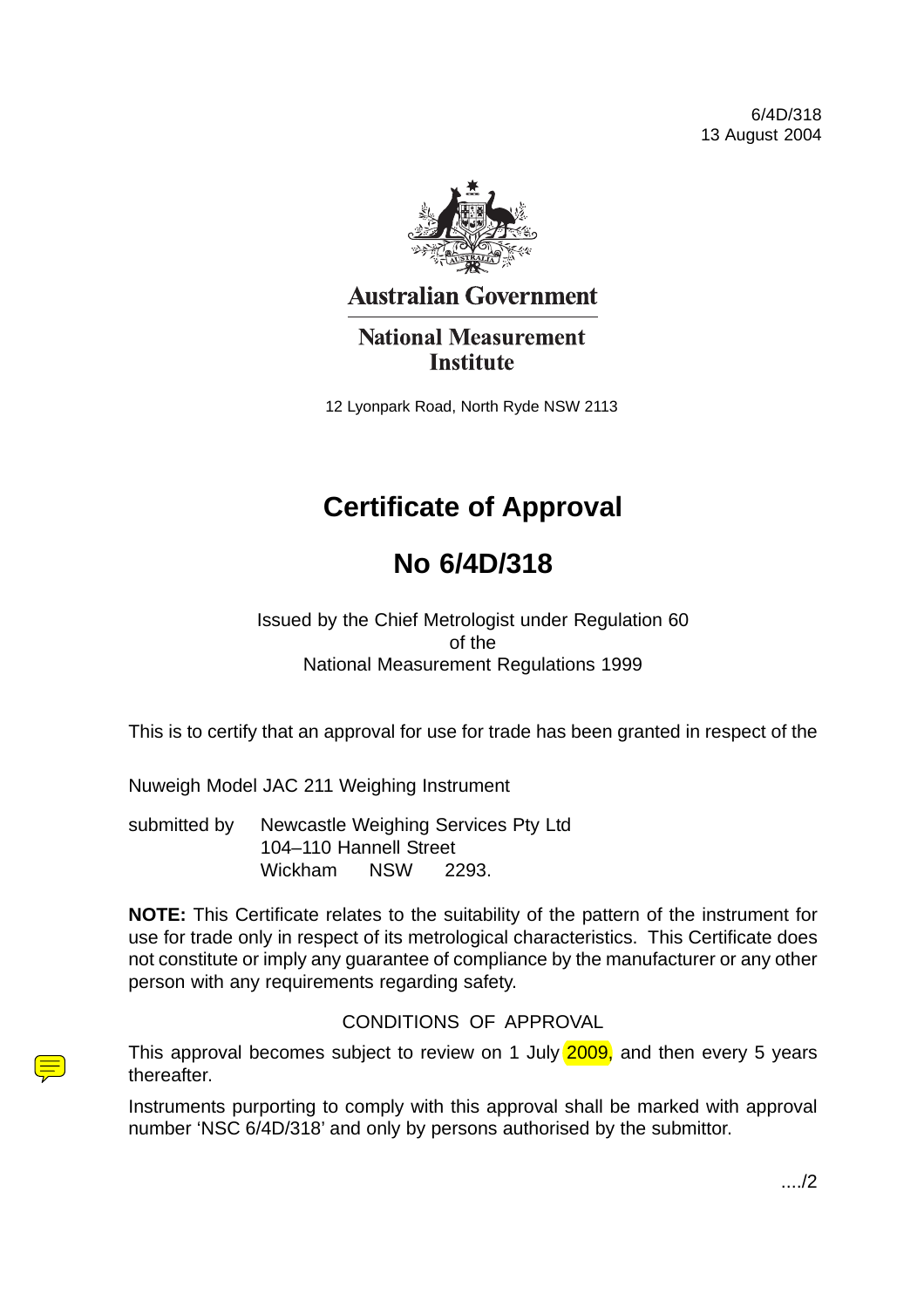6/4D/318
13 August 2004

Australian Government

National Measurement Institute

12 Lyonpark Road, North Ryde NSW 2113

# Certificate of Approval

# No 6/4D/318

Issued by the Chief Metrologist under Regulation 60
of the
National Measurement Regulations 1999

This is to certify that an approval for use for trade has been granted in respect of the

Nuweigh Model JAC 211 Weighing Instrument

submitted by Newcastle Weighing Services Pty Ltd
104–110 Hannell Street
Wickham NSW 2293.

**NOTE:** This Certificate relates to the suitability of the pattern of the instrument for use for trade only in respect of its metrological characteristics. This Certificate does not constitute or imply any guarantee of compliance by the manufacturer or any other person with any requirements regarding safety.

CONDITIONS OF APPROVAL

This approval becomes subject to review on 1 July 2009, and then every 5 years thereafter.

Instruments purporting to comply with this approval shall be marked with approval number 'NSC 6/4D/318' and only by persons authorised by the submittor.

..../2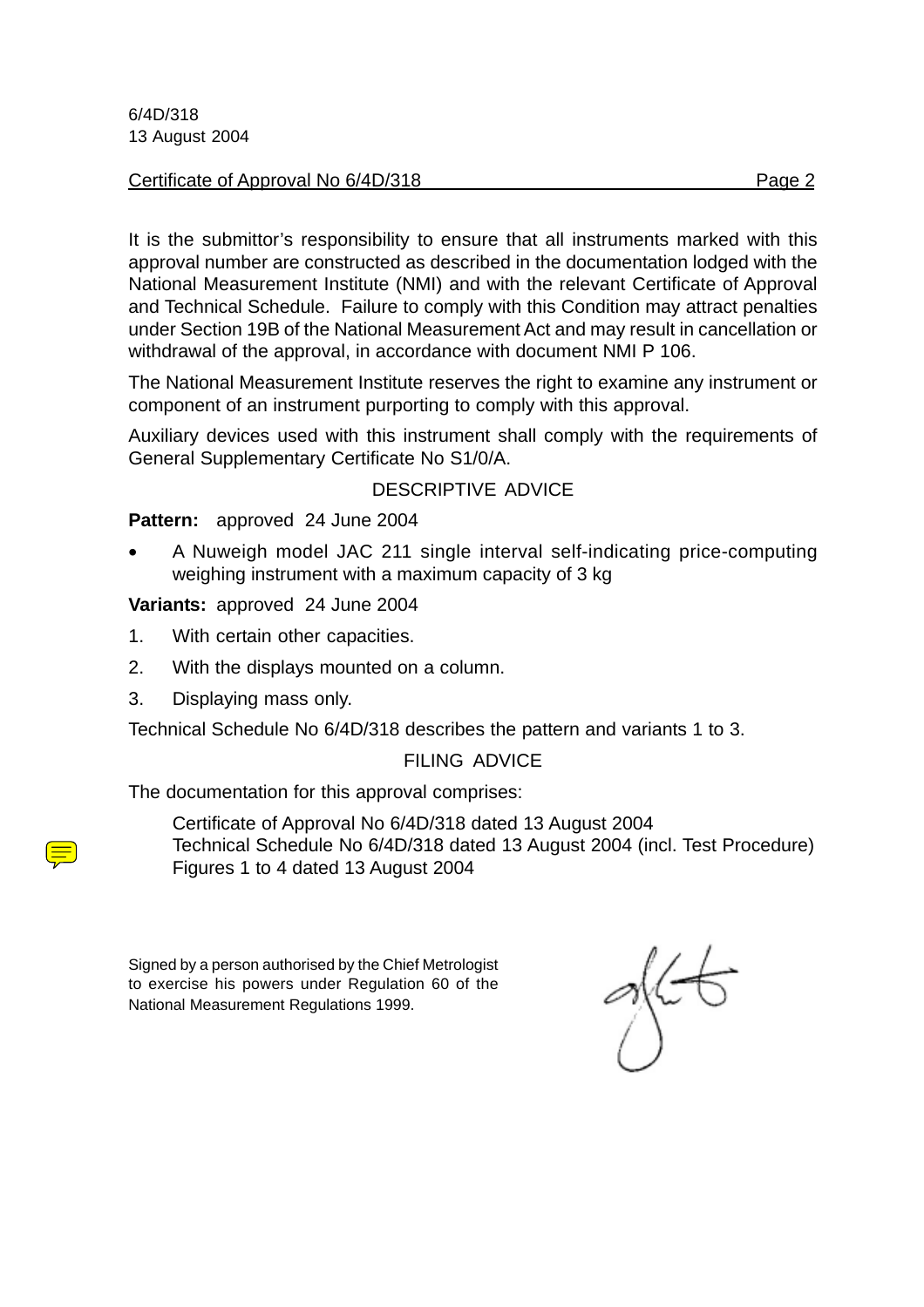6/4D/318
13 August 2004

Certificate of Approval No 6/4D/318

It is the submittor's responsibility to ensure that all instruments marked with this approval number are constructed as described in the documentation lodged with the National Measurement Institute (NMI) and with the relevant Certificate of Approval and Technical Schedule. Failure to comply with this Condition may attract penalties under Section 19B of the National Measurement Act and may result in cancellation or withdrawal of the approval, in accordance with document NMI P 106.

The National Measurement Institute reserves the right to examine any instrument or component of an instrument purporting to comply with this approval.

Auxiliary devices used with this instrument shall comply with the requirements of General Supplementary Certificate No S1/0/A.

## DESCRIPTIVE ADVICE

**Pattern:** approved 24 June 2004

- A Nuweigh model JAC 211 single interval self-indicating price-computing weighing instrument with a maximum capacity of 3 kg

**Variants:** approved 24 June 2004

1. With certain other capacities.
2. With the displays mounted on a column.
3. Displaying mass only.

Technical Schedule No 6/4D/318 describes the pattern and variants 1 to 3.

## FILING ADVICE

The documentation for this approval comprises:

Certificate of Approval No 6/4D/318 dated 13 August 2004
Technical Schedule No 6/4D/318 dated 13 August 2004 (incl. Test Procedure)
Figures 1 to 4 dated 13 August 2004

Signed by a person authorised by the Chief Metrologist to exercise his powers under Regulation 60 of the National Measurement Regulations 1999.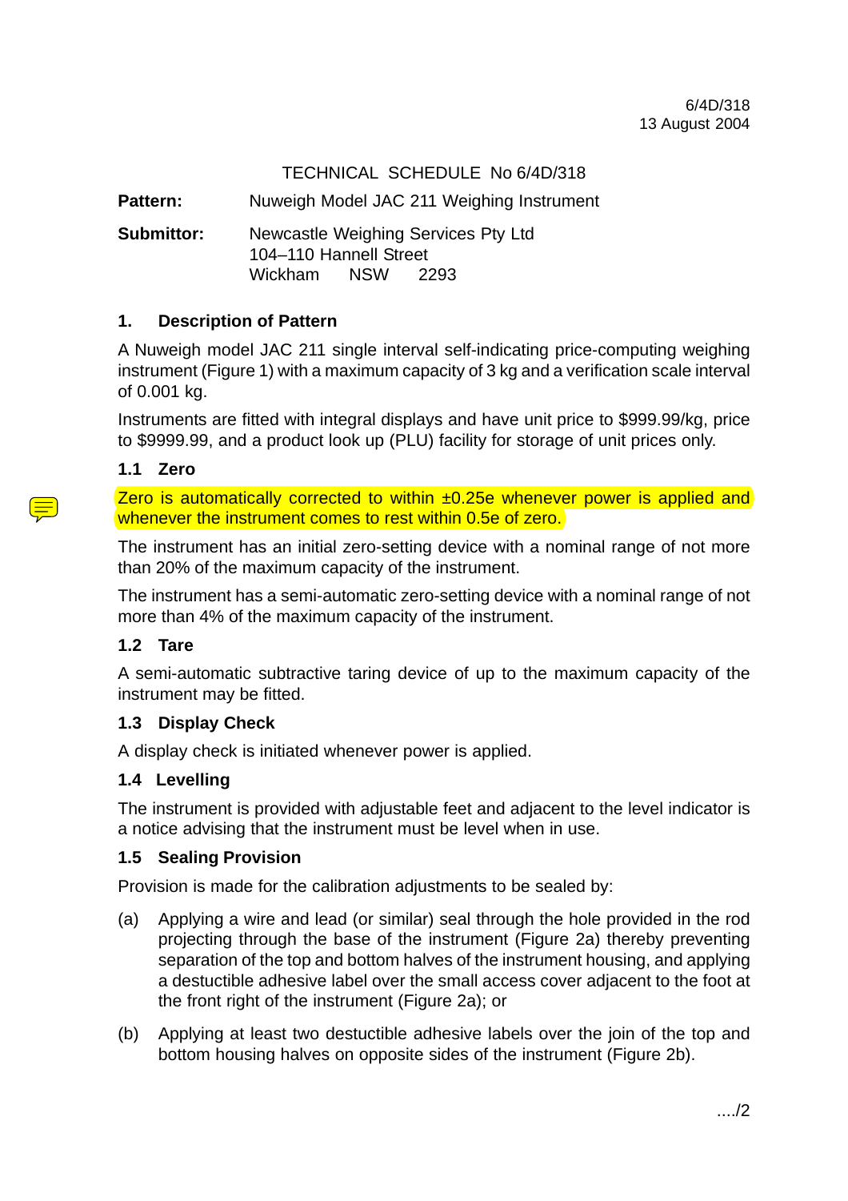6/4D/318
13 August 2004

TECHNICAL SCHEDULE No 6/4D/318

**Pattern:** Nuweigh Model JAC 211 Weighing Instrument

**Submittor:** Newcastle Weighing Services Pty Ltd
104–110 Hannell Street
Wickham NSW 2293

## 1. Description of Pattern

A Nuweigh model JAC 211 single interval self-indicating price-computing weighing instrument (Figure 1) with a maximum capacity of 3 kg and a verification scale interval of 0.001 kg.

Instruments are fitted with integral displays and have unit price to $999.99/kg, price to $9999.99, and a product look up (PLU) facility for storage of unit prices only.

### 1.1 Zero

Zero is automatically corrected to within ±0.25e whenever power is applied and whenever the instrument comes to rest within 0.5e of zero.

The instrument has an initial zero-setting device with a nominal range of not more than 20% of the maximum capacity of the instrument.

The instrument has a semi-automatic zero-setting device with a nominal range of not more than 4% of the maximum capacity of the instrument.

### 1.2 Tare

A semi-automatic subtractive taring device of up to the maximum capacity of the instrument may be fitted.

### 1.3 Display Check

A display check is initiated whenever power is applied.

### 1.4 Levelling

The instrument is provided with adjustable feet and adjacent to the level indicator is a notice advising that the instrument must be level when in use.

### 1.5 Sealing Provision

Provision is made for the calibration adjustments to be sealed by:

(a) Applying a wire and lead (or similar) seal through the hole provided in the rod projecting through the base of the instrument (Figure 2a) thereby preventing separation of the top and bottom halves of the instrument housing, and applying a destuctible adhesive label over the small access cover adjacent to the foot at the front right of the instrument (Figure 2a); or

(b) Applying at least two destuctible adhesive labels over the join of the top and bottom housing halves on opposite sides of the instrument (Figure 2b).

..../2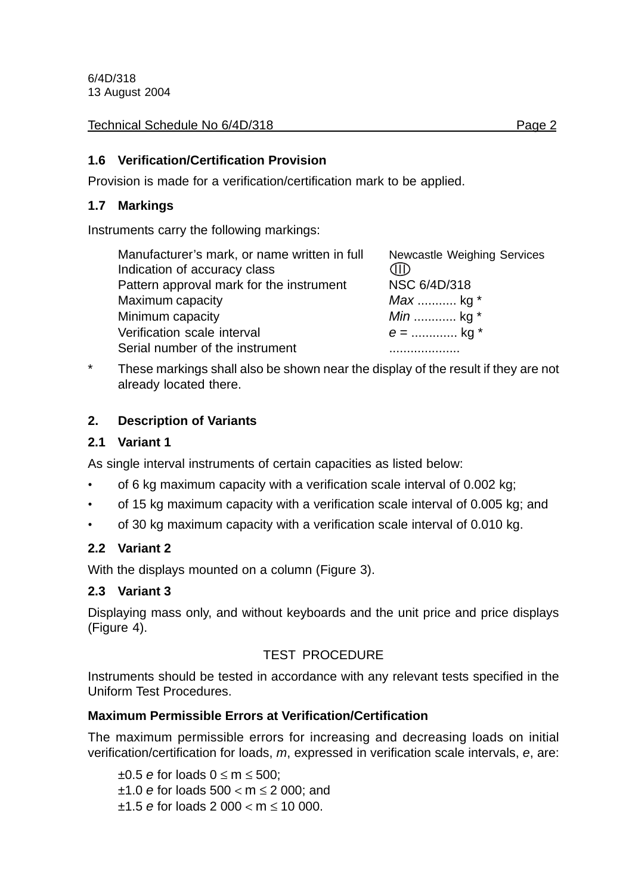### 1.6 Verification/Certification Provision

Provision is made for a verification/certification mark to be applied.

### 1.7 Markings

Instruments carry the following markings:

| | |
|---|---|
| Manufacturer's mark, or name written in full | Newcastle Weighing Services |
| Indication of accuracy class | (III) |
| Pattern approval mark for the instrument | NSC 6/4D/318 |
| Maximum capacity | *Max* ........... kg * |
| Minimum capacity | *Min* ............ kg * |
| Verification scale interval | *e* = ............. kg * |
| Serial number of the instrument | .................... |

\* These markings shall also be shown near the display of the result if they are not already located there.

## 2. Description of Variants

### 2.1 Variant 1

As single interval instruments of certain capacities as listed below:

- of 6 kg maximum capacity with a verification scale interval of 0.002 kg;
- of 15 kg maximum capacity with a verification scale interval of 0.005 kg; and
- of 30 kg maximum capacity with a verification scale interval of 0.010 kg.

### 2.2 Variant 2

With the displays mounted on a column (Figure 3).

### 2.3 Variant 3

Displaying mass only, and without keyboards and the unit price and price displays (Figure 4).

## TEST PROCEDURE

Instruments should be tested in accordance with any relevant tests specified in the Uniform Test Procedures.

### Maximum Permissible Errors at Verification/Certification

The maximum permissible errors for increasing and decreasing loads on initial verification/certification for loads, *m*, expressed in verification scale intervals, *e*, are:

±0.5 $e$ for loads $0 \leq m \leq 500$;
±1.0 $e$ for loads $500 < m \leq 2\,000$; and
±1.5 $e$ for loads $2\,000 < m \leq 10\,000$.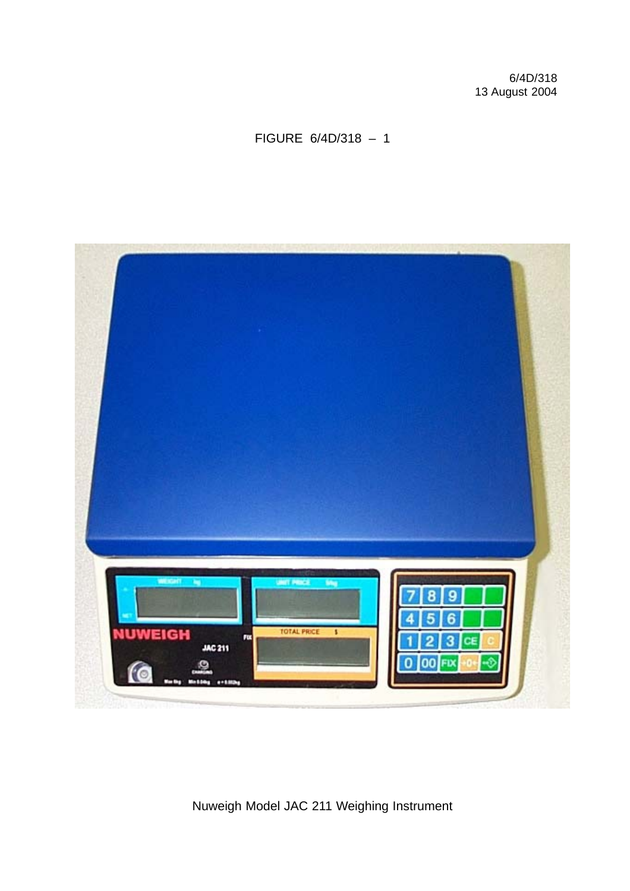6/4D/318
13 August 2004

FIGURE 6/4D/318 – 1

Nuweigh Model JAC 211 Weighing Instrument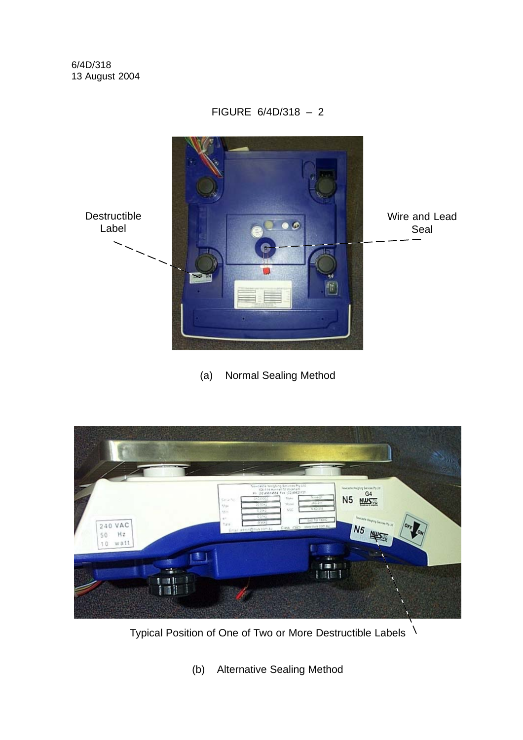6/4D/318
13 August 2004

FIGURE 6/4D/318 – 2

Destructible Label

Wire and Lead Seal

(a) Normal Sealing Method

Typical Position of One of Two or More Destructible Labels

(b) Alternative Sealing Method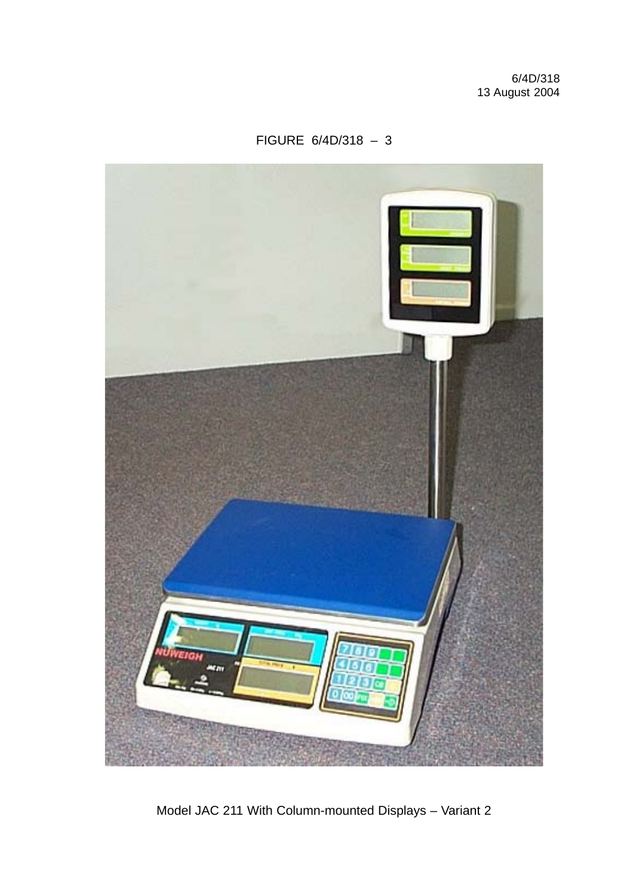FIGURE 6/4D/318 – 3

Model JAC 211 With Column-mounted Displays – Variant 2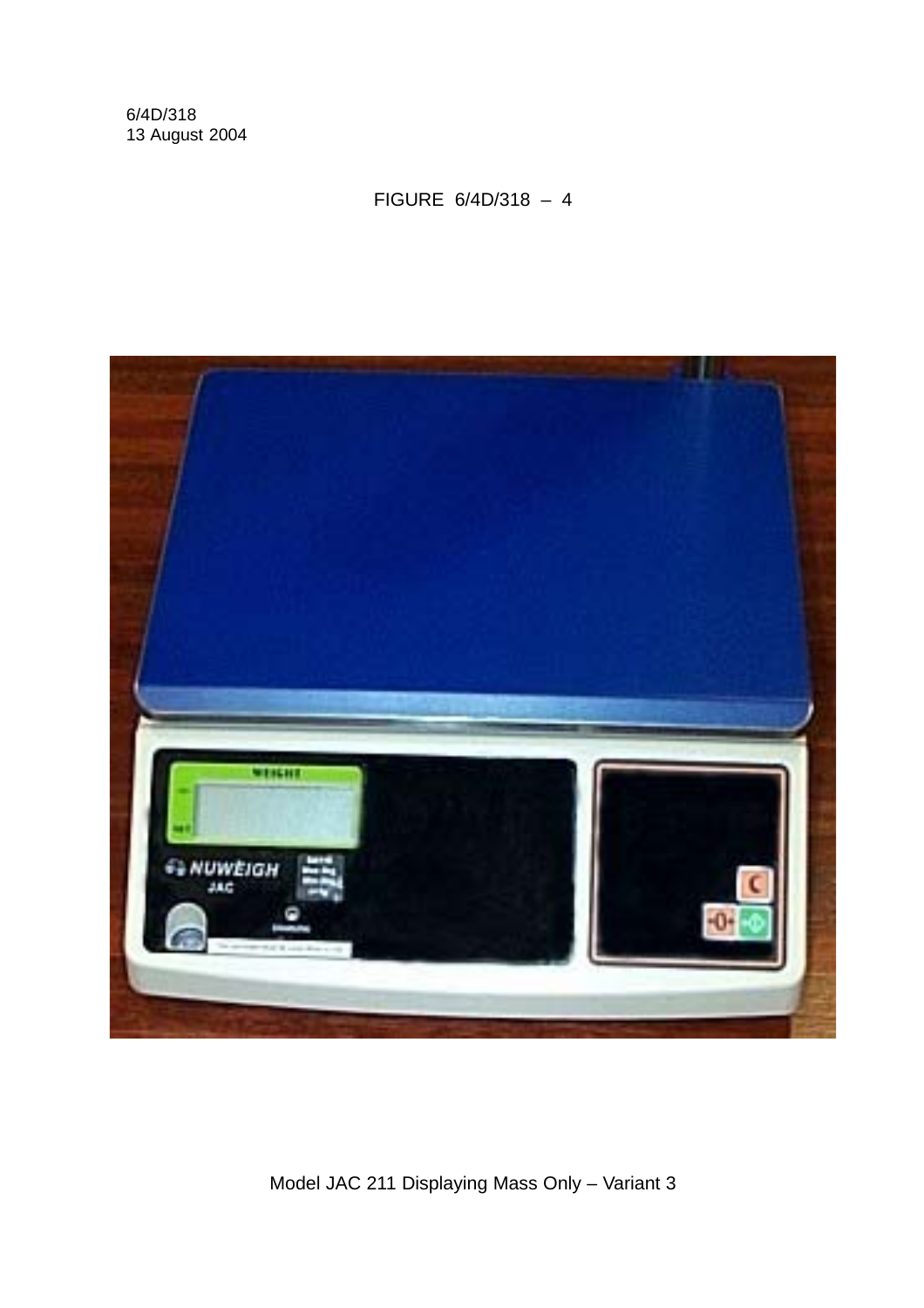FIGURE 6/4D/318 – 4

Model JAC 211 Displaying Mass Only – Variant 3